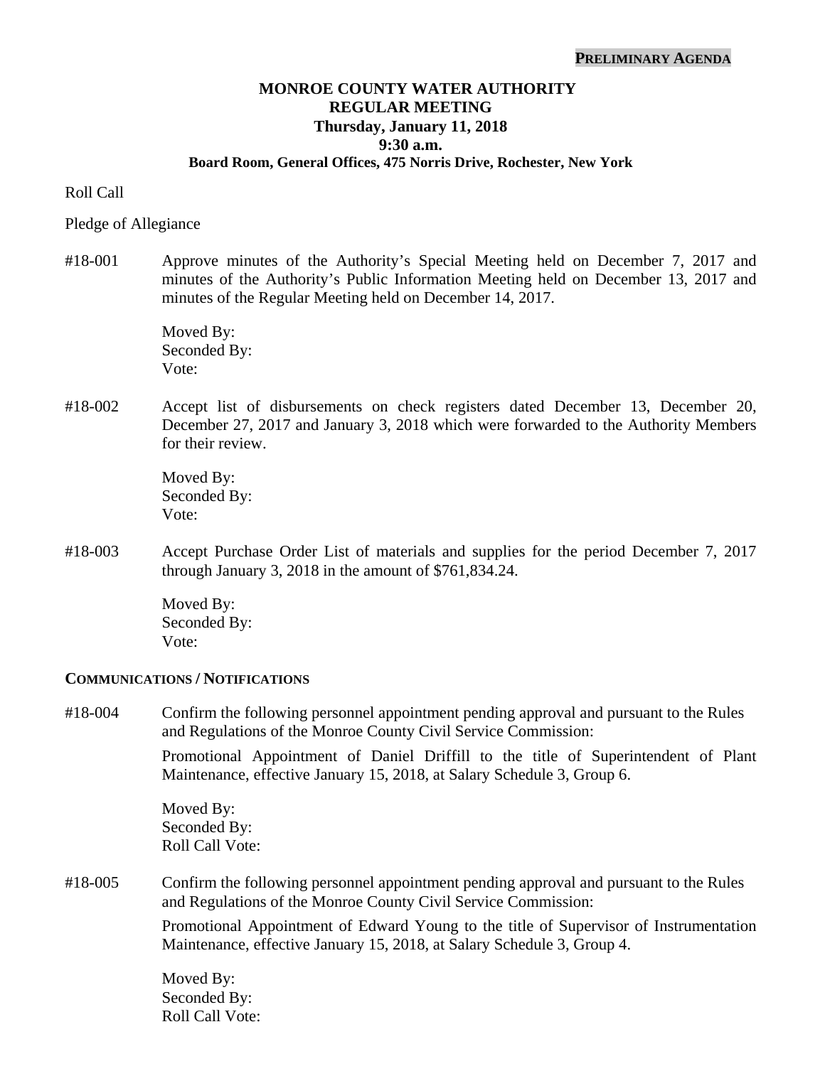**PRELIMINARY AGENDA**

# MONROE COUNTY WATER AUTHORITY
## REGULAR MEETING
### Thursday, January 11, 2018
### 9:30 a.m.
### Board Room, General Offices, 475 Norris Drive, Rochester, New York

Roll Call

Pledge of Allegiance

#18-001 Approve minutes of the Authority's Special Meeting held on December 7, 2017 and minutes of the Authority's Public Information Meeting held on December 13, 2017 and minutes of the Regular Meeting held on December 14, 2017.

Moved By:
Seconded By:
Vote:

#18-002 Accept list of disbursements on check registers dated December 13, December 20, December 27, 2017 and January 3, 2018 which were forwarded to the Authority Members for their review.

Moved By:
Seconded By:
Vote:

#18-003 Accept Purchase Order List of materials and supplies for the period December 7, 2017 through January 3, 2018 in the amount of $761,834.24.

Moved By:
Seconded By:
Vote:

**COMMUNICATIONS / NOTIFICATIONS**

#18-004 Confirm the following personnel appointment pending approval and pursuant to the Rules and Regulations of the Monroe County Civil Service Commission:

Promotional Appointment of Daniel Driffill to the title of Superintendent of Plant Maintenance, effective January 15, 2018, at Salary Schedule 3, Group 6.

Moved By:
Seconded By:
Roll Call Vote:

#18-005 Confirm the following personnel appointment pending approval and pursuant to the Rules and Regulations of the Monroe County Civil Service Commission:

Promotional Appointment of Edward Young to the title of Supervisor of Instrumentation Maintenance, effective January 15, 2018, at Salary Schedule 3, Group 4.

Moved By:
Seconded By:
Roll Call Vote: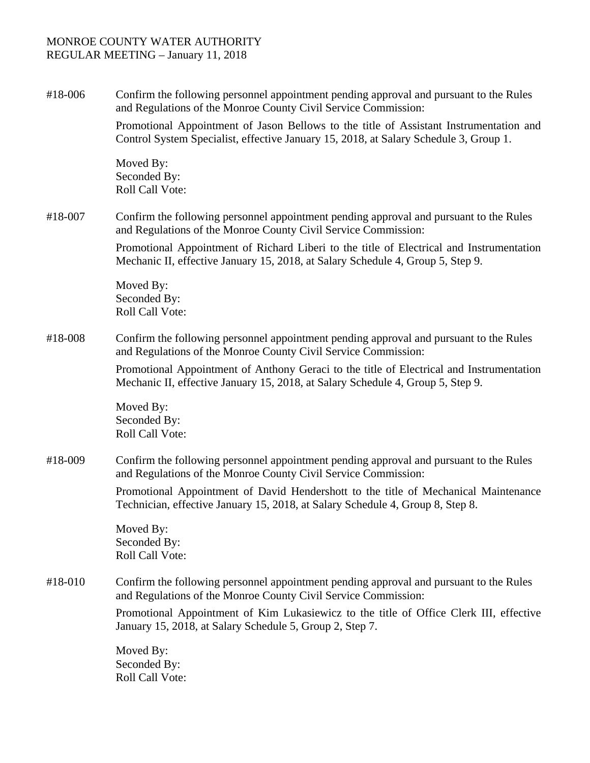MONROE COUNTY WATER AUTHORITY
REGULAR MEETING – January 11, 2018

#18-006 Confirm the following personnel appointment pending approval and pursuant to the Rules and Regulations of the Monroe County Civil Service Commission:

Promotional Appointment of Jason Bellows to the title of Assistant Instrumentation and Control System Specialist, effective January 15, 2018, at Salary Schedule 3, Group 1.

Moved By:
Seconded By:
Roll Call Vote:

#18-007 Confirm the following personnel appointment pending approval and pursuant to the Rules and Regulations of the Monroe County Civil Service Commission:

Promotional Appointment of Richard Liberi to the title of Electrical and Instrumentation Mechanic II, effective January 15, 2018, at Salary Schedule 4, Group 5, Step 9.

Moved By:
Seconded By:
Roll Call Vote:

#18-008 Confirm the following personnel appointment pending approval and pursuant to the Rules and Regulations of the Monroe County Civil Service Commission:

Promotional Appointment of Anthony Geraci to the title of Electrical and Instrumentation Mechanic II, effective January 15, 2018, at Salary Schedule 4, Group 5, Step 9.

Moved By:
Seconded By:
Roll Call Vote:

#18-009 Confirm the following personnel appointment pending approval and pursuant to the Rules and Regulations of the Monroe County Civil Service Commission:

Promotional Appointment of David Hendershott to the title of Mechanical Maintenance Technician, effective January 15, 2018, at Salary Schedule 4, Group 8, Step 8.

Moved By:
Seconded By:
Roll Call Vote:

#18-010 Confirm the following personnel appointment pending approval and pursuant to the Rules and Regulations of the Monroe County Civil Service Commission:

Promotional Appointment of Kim Lukasiewicz to the title of Office Clerk III, effective January 15, 2018, at Salary Schedule 5, Group 2, Step 7.

Moved By:
Seconded By:
Roll Call Vote: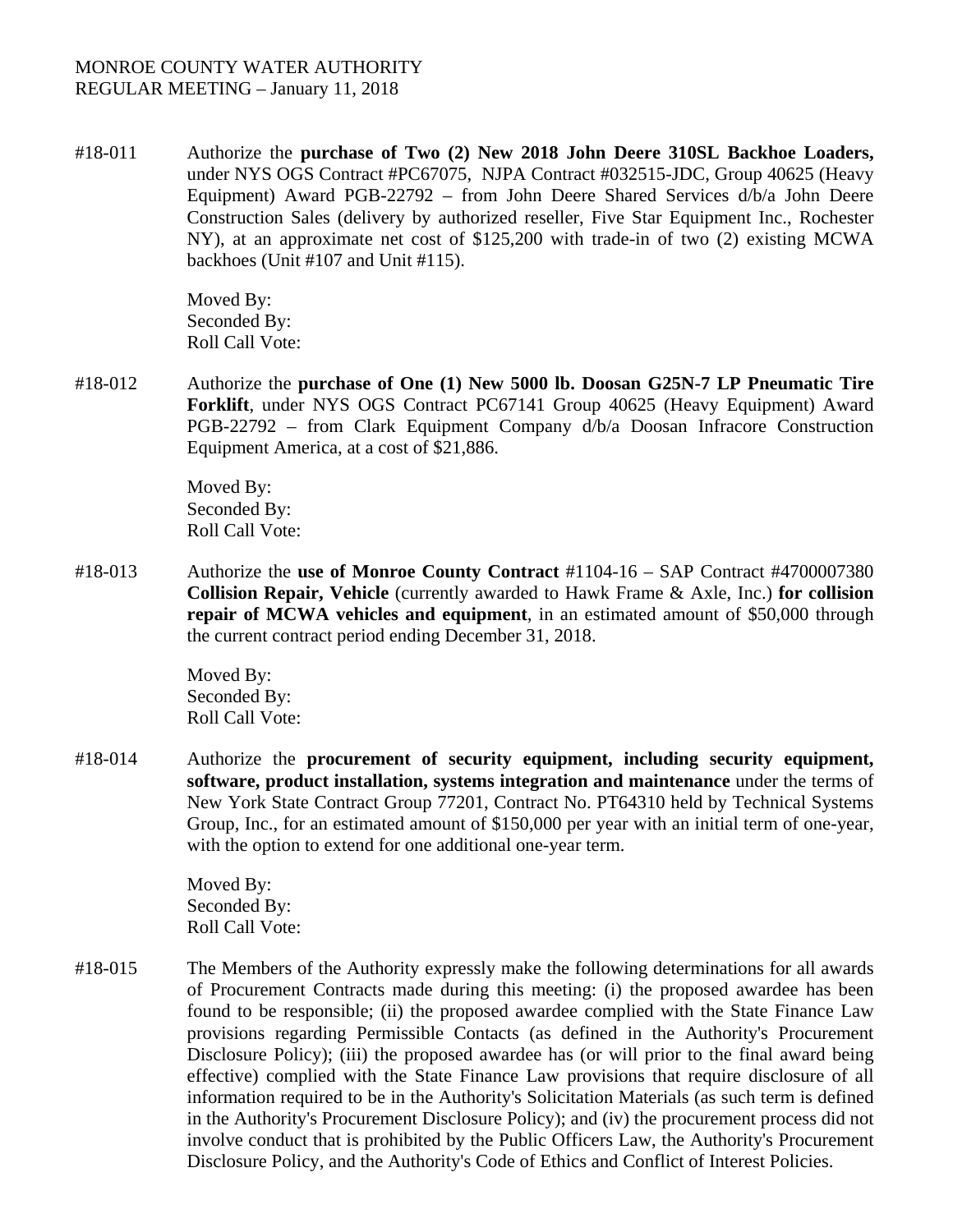MONROE COUNTY WATER AUTHORITY
REGULAR MEETING – January 11, 2018

#18-011 Authorize the **purchase of Two (2) New 2018 John Deere 310SL Backhoe Loaders,** under NYS OGS Contract #PC67075, NJPA Contract #032515-JDC, Group 40625 (Heavy Equipment) Award PGB-22792 – from John Deere Shared Services d/b/a John Deere Construction Sales (delivery by authorized reseller, Five Star Equipment Inc., Rochester NY), at an approximate net cost of $125,200 with trade-in of two (2) existing MCWA backhoes (Unit #107 and Unit #115).

Moved By:
Seconded By:
Roll Call Vote:

#18-012 Authorize the **purchase of One (1) New 5000 lb. Doosan G25N-7 LP Pneumatic Tire Forklift**, under NYS OGS Contract PC67141 Group 40625 (Heavy Equipment) Award PGB-22792 – from Clark Equipment Company d/b/a Doosan Infracore Construction Equipment America, at a cost of $21,886.

Moved By:
Seconded By:
Roll Call Vote:

#18-013 Authorize the **use of Monroe County Contract** #1104-16 – SAP Contract #4700007380 **Collision Repair, Vehicle** (currently awarded to Hawk Frame & Axle, Inc.) **for collision repair of MCWA vehicles and equipment**, in an estimated amount of $50,000 through the current contract period ending December 31, 2018.

Moved By:
Seconded By:
Roll Call Vote:

#18-014 Authorize the **procurement of security equipment, including security equipment, software, product installation, systems integration and maintenance** under the terms of New York State Contract Group 77201, Contract No. PT64310 held by Technical Systems Group, Inc., for an estimated amount of $150,000 per year with an initial term of one-year, with the option to extend for one additional one-year term.

Moved By:
Seconded By:
Roll Call Vote:

#18-015 The Members of the Authority expressly make the following determinations for all awards of Procurement Contracts made during this meeting: (i) the proposed awardee has been found to be responsible; (ii) the proposed awardee complied with the State Finance Law provisions regarding Permissible Contacts (as defined in the Authority's Procurement Disclosure Policy); (iii) the proposed awardee has (or will prior to the final award being effective) complied with the State Finance Law provisions that require disclosure of all information required to be in the Authority's Solicitation Materials (as such term is defined in the Authority's Procurement Disclosure Policy); and (iv) the procurement process did not involve conduct that is prohibited by the Public Officers Law, the Authority's Procurement Disclosure Policy, and the Authority's Code of Ethics and Conflict of Interest Policies.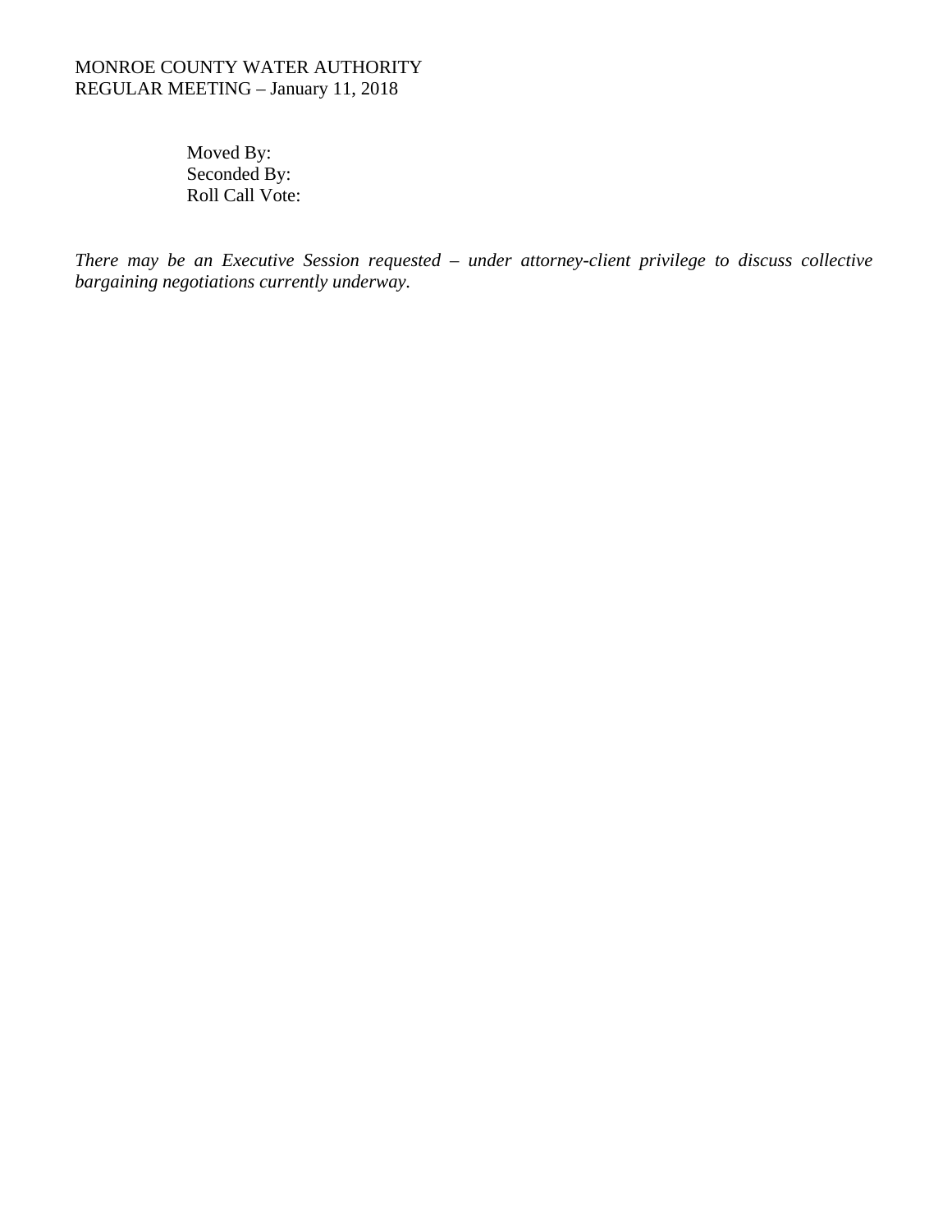Moved By:
Seconded By:
Roll Call Vote:

*There may be an Executive Session requested – under attorney-client privilege to discuss collective bargaining negotiations currently underway.*